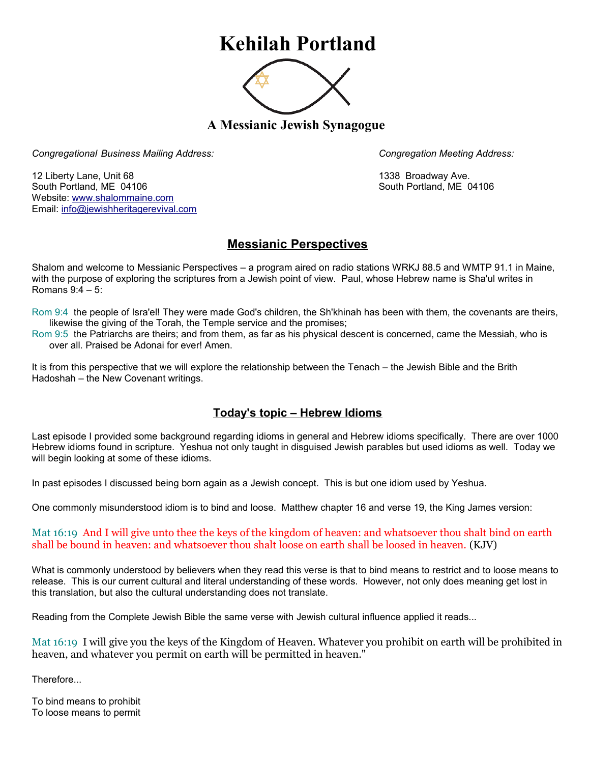# Kehilah Portland

## A Messianic Jewish Synagogue

*Congregational Business Mailing Address:*

12 Liberty Lane, Unit 68
South Portland, ME 04106
Website: www.shalommaine.com
Email: info@jewishheritagerevival.com

*Congregation Meeting Address:*

1338 Broadway Ave.
South Portland, ME 04106

## Messianic Perspectives

Shalom and welcome to Messianic Perspectives – a program aired on radio stations WRKJ 88.5 and WMTP 91.1 in Maine, with the purpose of exploring the scriptures from a Jewish point of view. Paul, whose Hebrew name is Sha'ul writes in Romans 9:4 – 5:

Rom 9:4 the people of Isra'el! They were made God's children, the Sh'khinah has been with them, the covenants are theirs, likewise the giving of the Torah, the Temple service and the promises;
Rom 9:5 the Patriarchs are theirs; and from them, as far as his physical descent is concerned, came the Messiah, who is over all. Praised be Adonai for ever! Amen.

It is from this perspective that we will explore the relationship between the Tenach – the Jewish Bible and the Brith Hadoshah – the New Covenant writings.

## Today's topic – Hebrew Idioms

Last episode I provided some background regarding idioms in general and Hebrew idioms specifically. There are over 1000 Hebrew idioms found in scripture. Yeshua not only taught in disguised Jewish parables but used idioms as well. Today we will begin looking at some of these idioms.

In past episodes I discussed being born again as a Jewish concept. This is but one idiom used by Yeshua.

One commonly misunderstood idiom is to bind and loose. Matthew chapter 16 and verse 19, the King James version:

Mat 16:19 And I will give unto thee the keys of the kingdom of heaven: and whatsoever thou shalt bind on earth shall be bound in heaven: and whatsoever thou shalt loose on earth shall be loosed in heaven. (KJV)

What is commonly understood by believers when they read this verse is that to bind means to restrict and to loose means to release. This is our current cultural and literal understanding of these words. However, not only does meaning get lost in this translation, but also the cultural understanding does not translate.

Reading from the Complete Jewish Bible the same verse with Jewish cultural influence applied it reads...

Mat 16:19 I will give you the keys of the Kingdom of Heaven. Whatever you prohibit on earth will be prohibited in heaven, and whatever you permit on earth will be permitted in heaven."

Therefore...

To bind means to prohibit
To loose means to permit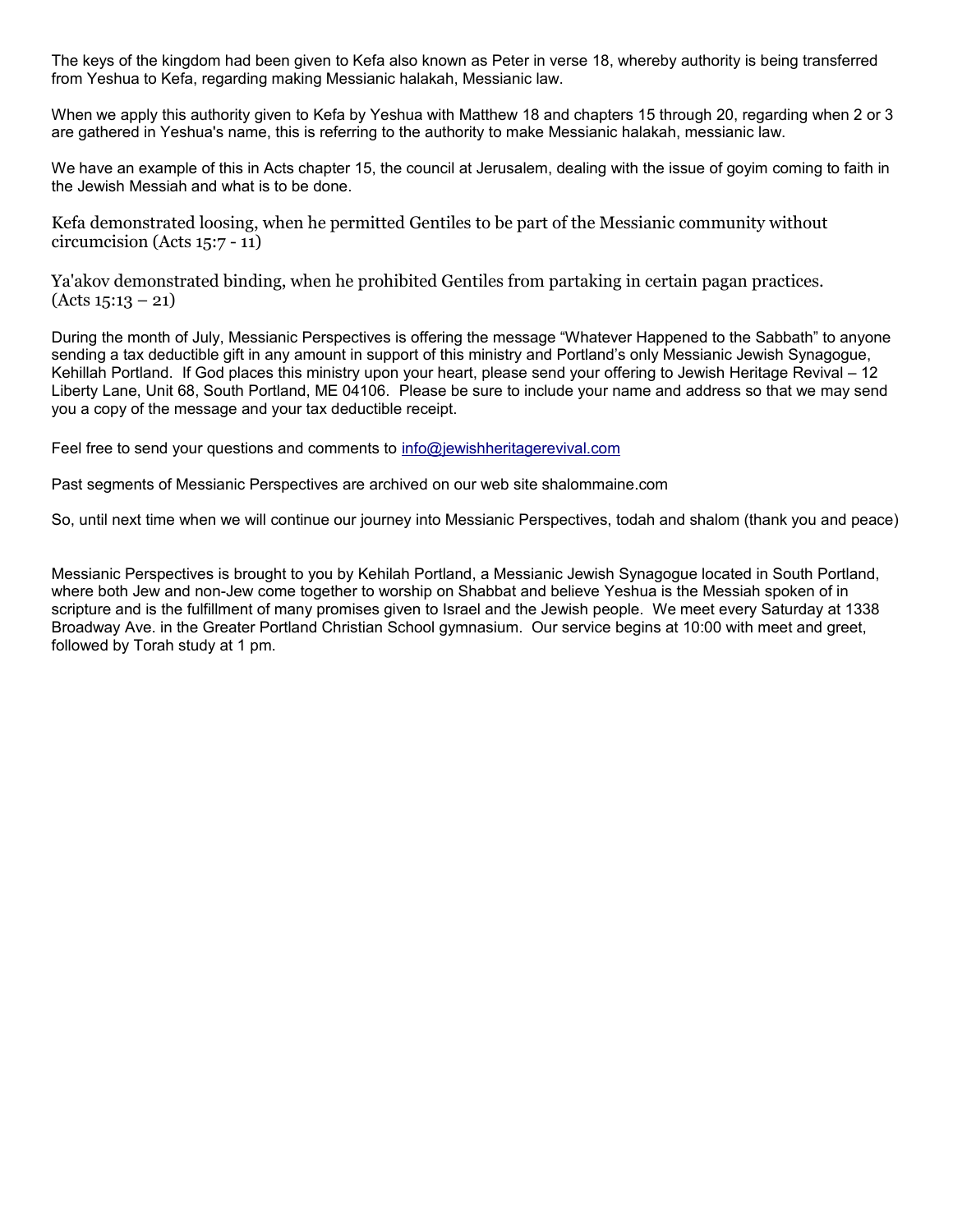The keys of the kingdom had been given to Kefa also known as Peter in verse 18, whereby authority is being transferred from Yeshua to Kefa, regarding making Messianic halakah, Messianic law.

When we apply this authority given to Kefa by Yeshua with Matthew 18 and chapters 15 through 20, regarding when 2 or 3 are gathered in Yeshua's name, this is referring to the authority to make Messianic halakah, messianic law.

We have an example of this in Acts chapter 15, the council at Jerusalem, dealing with the issue of goyim coming to faith in the Jewish Messiah and what is to be done.

Kefa demonstrated loosing, when he permitted Gentiles to be part of the Messianic community without circumcision (Acts 15:7 - 11)

Ya'akov demonstrated binding, when he prohibited Gentiles from partaking in certain pagan practices. (Acts 15:13 – 21)

During the month of July, Messianic Perspectives is offering the message "Whatever Happened to the Sabbath" to anyone sending a tax deductible gift in any amount in support of this ministry and Portland's only Messianic Jewish Synagogue, Kehillah Portland. If God places this ministry upon your heart, please send your offering to Jewish Heritage Revival – 12 Liberty Lane, Unit 68, South Portland, ME 04106. Please be sure to include your name and address so that we may send you a copy of the message and your tax deductible receipt.

Feel free to send your questions and comments to info@jewishheritagerevival.com

Past segments of Messianic Perspectives are archived on our web site shalommaine.com

So, until next time when we will continue our journey into Messianic Perspectives, todah and shalom (thank you and peace)

Messianic Perspectives is brought to you by Kehilah Portland, a Messianic Jewish Synagogue located in South Portland, where both Jew and non-Jew come together to worship on Shabbat and believe Yeshua is the Messiah spoken of in scripture and is the fulfillment of many promises given to Israel and the Jewish people. We meet every Saturday at 1338 Broadway Ave. in the Greater Portland Christian School gymnasium. Our service begins at 10:00 with meet and greet, followed by Torah study at 1 pm.